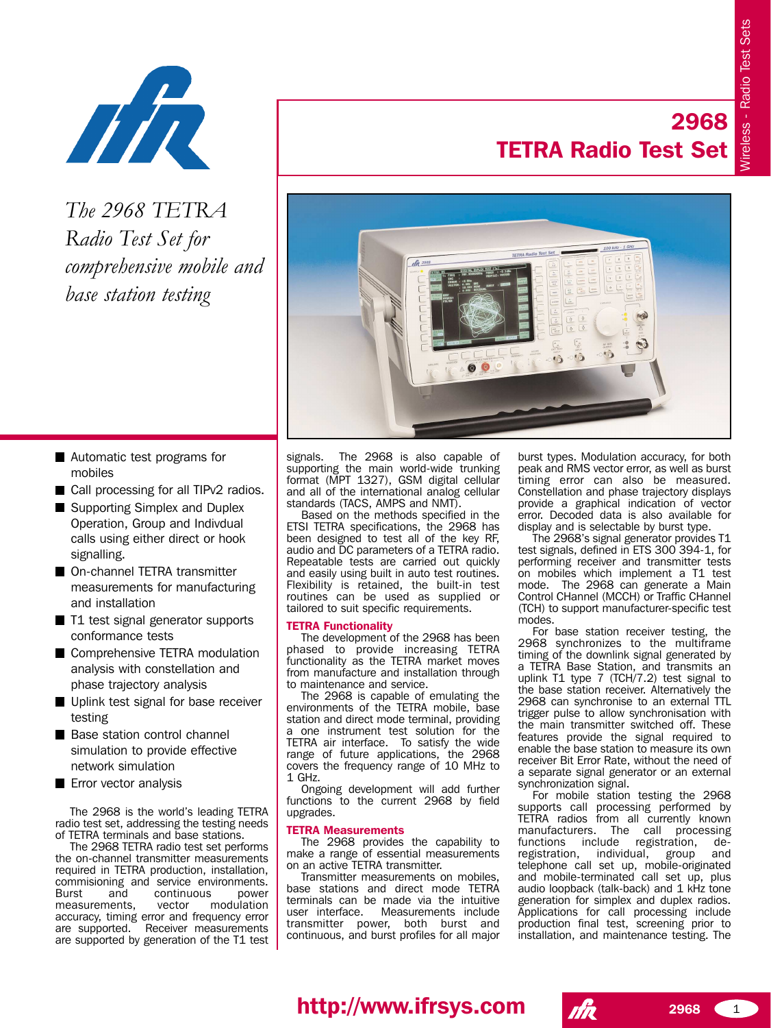# 2968

# TETRA Radio Test Set

Wireless - Radio Test Sets

*The 2968 TETRA Radio Test Set for comprehensive mobile and base station testing*

- Automatic test programs for mobiles
- Call processing for all TIPv2 radios.
- Supporting Simplex and Duplex Operation, Group and Indivdual calls using either direct or hook signalling.
- On-channel TETRA transmitter measurements for manufacturing and installation
- T1 test signal generator supports conformance tests
- Comprehensive TETRA modulation analysis with constellation and phase trajectory analysis
- Uplink test signal for base receiver testing
- Base station control channel simulation to provide effective network simulation
- Error vector analysis

The 2968 is the world's leading TETRA radio test set, addressing the testing needs of TETRA terminals and base stations.

The 2968 TETRA radio test set performs the on-channel transmitter measurements required in TETRA production, installation, commisioning and service environments. Burst and continuous power measurements, vector modulation accuracy, timing error and frequency error are supported. Receiver measurements are supported by generation of the T1 test signals. The 2968 is also capable of supporting the main world-wide trunking format (MPT 1327), GSM digital cellular and all of the international analog cellular standards (TACS, AMPS and NMT).

Based on the methods specified in the ETSI TETRA specifications, the 2968 has been designed to test all of the key RF, audio and DC parameters of a TETRA radio. Repeatable tests are carried out quickly and easily using built in auto test routines. Flexibility is retained, the built-in test routines can be used as supplied or tailored to suit specific requirements.

## TETRA Functionality

The development of the 2968 has been phased to provide increasing TETRA functionality as the TETRA market moves from manufacture and installation through to maintenance and service.

The 2968 is capable of emulating the environments of the TETRA mobile, base station and direct mode terminal, providing a one instrument test solution for the TETRA air interface. To satisfy the wide range of future applications, the 2968 covers the frequency range of 10 MHz to 1 GHz.

Ongoing development will add further functions to the current 2968 by field upgrades.

## TETRA Measurements

The 2968 provides the capability to make a range of essential measurements on an active TETRA transmitter.

Transmitter measurements on mobiles, base stations and direct mode TETRA terminals can be made via the intuitive user interface. Measurements include transmitter power, both burst and continuous, and burst profiles for all major burst types. Modulation accuracy, for both peak and RMS vector error, as well as burst timing error can also be measured. Constellation and phase trajectory displays provide a graphical indication of vector error. Decoded data is also available for display and is selectable by burst type.

The 2968's signal generator provides T1 test signals, defined in ETS 300 394-1, for performing receiver and transmitter tests on mobiles which implement a T1 test mode. The 2968 can generate a Main Control CHannel (MCCH) or Traffic CHannel (TCH) to support manufacturer-specific test modes.

For base station receiver testing, the 2968 synchronizes to the multiframe timing of the downlink signal generated by a TETRA Base Station, and transmits an uplink T1 type 7 (TCH/7.2) test signal to the base station receiver. Alternatively the 2968 can synchronise to an external TTL trigger pulse to allow synchronisation with the main transmitter switched off. These features provide the signal required to enable the base station to measure its own receiver Bit Error Rate, without the need of a separate signal generator or an external synchronization signal.

For mobile station testing the 2968 supports call processing performed by TETRA radios from all currently known manufacturers. The call processing functions include registration, de-registration, individual, group and telephone call set up, mobile-originated and mobile-terminated call set up, plus audio loopback (talk-back) and 1 kHz tone generation for simplex and duplex radios. Applications for call processing include production final test, screening prior to installation, and maintenance testing. The

http://www.ifrsys.com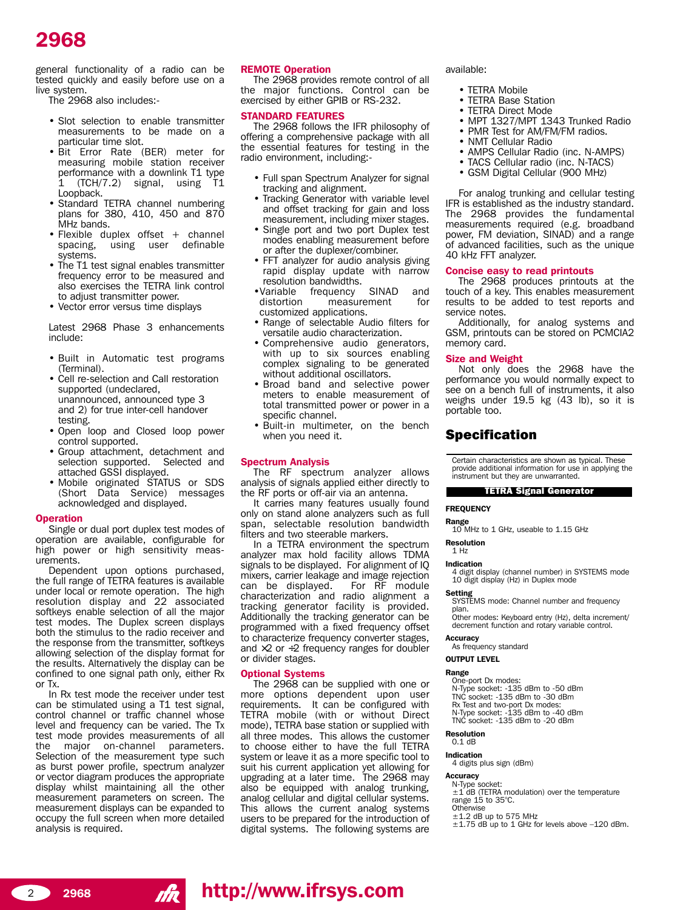general functionality of a radio can be tested quickly and easily before use on a live system.

The 2968 also includes:-

- Slot selection to enable transmitter measurements to be made on a particular time slot.
- Bit Error Rate (BER) meter for measuring mobile station receiver performance with a downlink T1 type 1 (TCH/7.2) signal, using T1 Loopback.
- Standard TETRA channel numbering plans for 380, 410, 450 and 870 MHz bands.
- Flexible duplex offset + channel spacing, using user definable systems.
- The T1 test signal enables transmitter frequency error to be measured and also exercises the TETRA link control to adjust transmitter power.
- Vector error versus time displays

Latest 2968 Phase 3 enhancements include:

- Built in Automatic test programs (Terminal).
- Cell re-selection and Call restoration supported (undeclared, unannounced, announced type 3 and 2) for true inter-cell handover testing.
- Open loop and Closed loop power control supported.
- Group attachment, detachment and selection supported. Selected and attached GSSI displayed.
- Mobile originated STATUS or SDS (Short Data Service) messages acknowledged and displayed.

## Operation

Single or dual port duplex test modes of operation are available, configurable for high power or high sensitivity measurements.

Dependent upon options purchased, the full range of TETRA features is available under local or remote operation. The high resolution display and 22 associated softkeys enable selection of all the major test modes. The Duplex screen displays both the stimulus to the radio receiver and the response from the transmitter, softkeys allowing selection of the display format for the results. Alternatively the display can be confined to one signal path only, either Rx or Tx.

In Rx test mode the receiver under test can be stimulated using a T1 test signal, control channel or traffic channel whose level and frequency can be varied. The Tx test mode provides measurements of all the major on-channel parameters. Selection of the measurement type such as burst power profile, spectrum analyzer or vector diagram produces the appropriate display whilst maintaining all the other measurement parameters on screen. The measurement displays can be expanded to occupy the full screen when more detailed analysis is required.

## REMOTE Operation

The 2968 provides remote control of all the major functions. Control can be exercised by either GPIB or RS-232.

## STANDARD FEATURES

The 2968 follows the IFR philosophy of offering a comprehensive package with all the essential features for testing in the radio environment, including:-

- Full span Spectrum Analyzer for signal tracking and alignment.
- Tracking Generator with variable level and offset tracking for gain and loss measurement, including mixer stages.
- Single port and two port Duplex test modes enabling measurement before or after the duplexer/combiner.
- FFT analyzer for audio analysis giving rapid display update with narrow resolution bandwidths.
- Variable frequency SINAD and distortion measurement for customized applications.
- Range of selectable Audio filters for versatile audio characterization.
- Comprehensive audio generators, with up to six sources enabling complex signaling to be generated without additional oscillators.
- Broad band and selective power meters to enable measurement of total transmitted power or power in a specific channel.
- Built-in multimeter, on the bench when you need it.

## Spectrum Analysis

The RF spectrum analyzer allows analysis of signals applied either directly to the RF ports or off-air via an antenna.

It carries many features usually found only on stand alone analyzers such as full span, selectable resolution bandwidth filters and two steerable markers.

In a TETRA environment the spectrum analyzer max hold facility allows TDMA signals to be displayed. For alignment of IQ mixers, carrier leakage and image rejection can be displayed. For RF module characterization and radio alignment a tracking generator facility is provided. Additionally the tracking generator can be programmed with a fixed frequency offset to characterize frequency converter stages, and ×2 or ÷2 frequency ranges for doubler or divider stages.

## Optional Systems

The 2968 can be supplied with one or more options dependent upon user requirements. It can be configured with TETRA mobile (with or without Direct mode), TETRA base station or supplied with all three modes. This allows the customer to choose either to have the full TETRA system or leave it as a more specific tool to suit his current application yet allowing for upgrading at a later time. The 2968 may also be equipped with analog trunking, analog cellular and digital cellular systems. This allows the current analog systems users to be prepared for the introduction of digital systems. The following systems are available:

- TETRA Mobile
- TETRA Base Station
- TETRA Direct Mode
- MPT 1327/MPT 1343 Trunked Radio
- PMR Test for AM/FM/FM radios.
- NMT Cellular Radio
- AMPS Cellular Radio (inc. N-AMPS)
- TACS Cellular radio (inc. N-TACS)
- GSM Digital Cellular (900 MHz)

For analog trunking and cellular testing IFR is established as the industry standard. The 2968 provides the fundamental measurements required (e.g. broadband power, FM deviation, SINAD) and a range of advanced facilities, such as the unique 40 kHz FFT analyzer.

## Concise easy to read printouts

The 2968 produces printouts at the touch of a key. This enables measurement results to be added to test reports and service notes.

Additionally, for analog systems and GSM, printouts can be stored on PCMCIA2 memory card.

## Size and Weight

Not only does the 2968 have the performance you would normally expect to see on a bench full of instruments, it also weighs under 19.5 kg (43 lb), so it is portable too.

# Specification

Certain characteristics are shown as typical. These provide additional information for use in applying the instrument but they are unwarranted.

## TETRA Signal Generator

### FREQUENCY

**Range**
10 MHz to 1 GHz, useable to 1.15 GHz

**Resolution**
1 Hz

**Indication**
4 digit display (channel number) in SYSTEMS mode
10 digit display (Hz) in Duplex mode

**Setting**
SYSTEMS mode: Channel number and frequency plan.
Other modes: Keyboard entry (Hz), delta increment/decrement function and rotary variable control.

**Accuracy**
As frequency standard

### OUTPUT LEVEL

**Range**
One-port Dx modes:
N-Type socket: -135 dBm to -50 dBm
TNC socket: -135 dBm to -30 dBm
Rx Test and two-port Dx modes:
N-Type socket: -135 dBm to -40 dBm
TNC socket: -135 dBm to -20 dBm

**Resolution**
0.1 dB

**Indication**
4 digits plus sign (dBm)

**Accuracy**
N-Type socket:
±1 dB (TETRA modulation) over the temperature range 15 to 35°C.
Otherwise
±1.2 dB up to 575 MHz
±1.75 dB up to 1 GHz for levels above −120 dBm.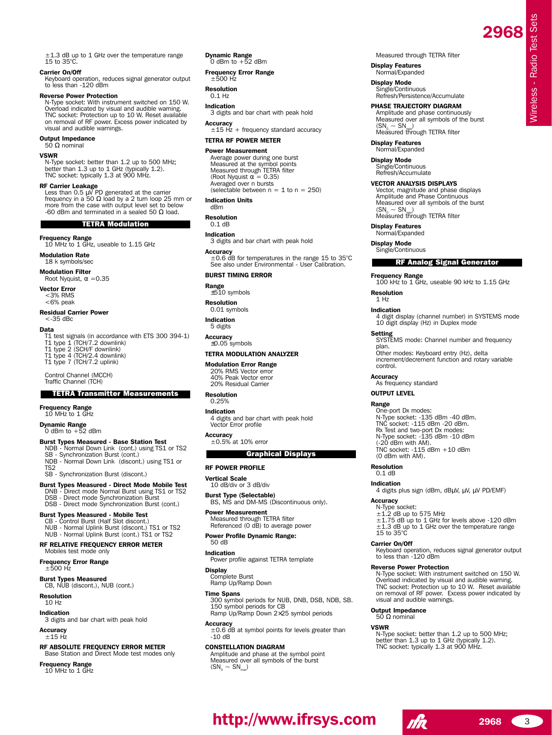±1.3 dB up to 1 GHz over the temperature range 15 to 35°C.

**Carrier On/Off**
Keyboard operation, reduces signal generator output to less than -120 dBm

**Reverse Power Protection**
N-Type socket: With instrument switched on 150 W. Overload indicated by visual and audible warning.
TNC socket: Protection up to 10 W. Reset available on removal of RF power. Excess power indicated by visual and audible warnings.

**Output Impedance**
50 Ω nominal

**VSWR**
N-Type socket: better than 1.2 up to 500 MHz; better than 1.3 up to 1 GHz (typically 1.2).
TNC socket: typically 1.3 at 900 MHz.

**RF Carrier Leakage**
Less than 0.5 µV PD generated at the carrier frequency in a 50 Ω load by a 2 turn loop 25 mm or more from the case with output level set to below -60 dBm and terminated in a sealed 50 Ω load.

## TETRA Modulation

**Frequency Range**
10 MHz to 1 GHz, useable to 1.15 GHz

**Modulation Rate**
18 k symbols/sec

**Modulation Filter**
Root Nyquist, $\alpha = 0.35$

**Vector Error**
<3% RMS
<6% peak

**Residual Carrier Power**
<-35 dBc

**Data**
T1 test signals (in accordance with ETS 300 394-1)
T1 type 1 (TCH/7.2 downlink)
T1 type 2 (SCH/F downlink)
T1 type 4 (TCH/2.4 downlink)
T1 type 7 (TCH/7.2 uplink)

Control Channel (MCCH)
Traffic Channel (TCH)

## TETRA Transmitter Measurements

**Frequency Range**
10 MHz to 1 GHz

**Dynamic Range**
0 dBm to +52 dBm

**Burst Types Measured - Base Station Test**
NDB - Normal Down Link (cont.) using TS1 or TS2
SB - Synchronization Burst (cont.)
NDB - Normal Down Link (discont.) using TS1 or TS2
SB - Synchronization Burst (discont.)

**Burst Types Measured - Direct Mode Mobile Test**
DNB - Direct mode Normal Burst using TS1 or TS2
DSB - Direct mode Synchronization Burst
DSB - Direct mode Synchronization Burst (cont.)

**Burst Types Measured - Mobile Test**
CB - Control Burst (Half Slot discont.)
NUB - Normal Uplink Burst (discont.) TS1 or TS2
NUB - Normal Uplink Burst (cont.) TS1 or TS2

### RF RELATIVE FREQUENCY ERROR METER
Mobiles test mode only

**Frequency Error Range**
±500 Hz

**Burst Types Measured**
CB, NUB (discont.), NUB (cont.)

**Resolution**
10 Hz

**Indication**
3 digits and bar chart with peak hold

**Accuracy**
±15 Hz

### RF ABSOLUTE FREQUENCY ERROR METER
Base Station and Direct Mode test modes only

**Frequency Range**
10 MHz to 1 GHz

**Dynamic Range**
0 dBm to +52 dBm

**Frequency Error Range**
±500 Hz

**Resolution**
0.1 Hz

**Indication**
3 digits and bar chart with peak hold

**Accuracy**
±15 Hz + frequency standard accuracy

### TETRA RF POWER METER

**Power Measurement**
Average power during one burst
Measured at the symbol points
Measured through TETRA filter
(Root Nyquist $\alpha = 0.35$)
Averaged over n bursts
(selectable between n = 1 to n = 250)

**Indication Units**
dBm

**Resolution**
0.1 dB

**Indication**
3 digits and bar chart with peak hold

**Accuracy**
±0.6 dB for temperatures in the range 15 to 35°C
See also under Environmental - User Calibration.

### BURST TIMING ERROR

**Range**
±510 symbols

**Resolution**
0.01 symbols

**Indication**
5 digits

**Accuracy**
±0.05 symbols

### TETRA MODULATION ANALYZER

**Modulation Error Range**
20% RMS Vector error
40% Peak Vector error
20% Residual Carrier

**Resolution**
0.25%

**Indication**
4 digits and bar chart with peak hold
Vector Error profile

**Accuracy**
±0.5% at 10% error

## Graphical Displays

### RF POWER PROFILE

**Vertical Scale**
10 dB/div or 3 dB/div

**Burst Type (Selectable)**
BS, MS and DM-MS (Discontinuous only).

**Power Measurement**
Measured through TETRA filter
Referenced (0 dB) to average power

**Power Profile Dynamic Range:**
50 dB

**Indication**
Power profile against TETRA template

**Display**
Complete Burst
Ramp Up/Ramp Down

**Time Spans**
300 symbol periods for NUB, DNB, DSB, NDB, SB.
150 symbol periods for CB
Ramp Up/Ramp Down 2×25 symbol periods

**Accuracy**
±0.6 dB at symbol points for levels greater than -10 dB

### CONSTELLATION DIAGRAM
Amplitude and phase at the symbol point
Measured over all symbols of the burst
($SN_0 \sim SN_{max}$)
Measured through TETRA filter

**Display Features**
Normal/Expanded

**Display Mode**
Single/Continuous
Refresh/Persistence/Accumulate

### PHASE TRAJECTORY DIAGRAM
Amplitude and phase continuously
Measured over all symbols of the burst
($SN_0 \sim SN_{max}$)
Measured through TETRA filter

**Display Features**
Normal/Expanded

**Display Mode**
Single/Continuous
Refresh/Accumulate

### VECTOR ANALYSIS DISPLAYS
Vector, magnitude and phase displays
Amplitude and Phase Continuous
Measured over all symbols of the burst
($SN_0 \sim SN_{max}$)
Measured through TETRA filter

**Display Features**
Normal/Expanded

**Display Mode**
Single/Continuous

## RF Analog Signal Generator

**Frequency Range**
100 kHz to 1 GHz, useable 90 kHz to 1.15 GHz

**Resolution**
1 Hz

**Indication**
4 digit display (channel number) in SYSTEMS mode
10 digit display (Hz) in Duplex mode

**Setting**
SYSTEMS mode: Channel number and frequency plan.
Other modes: Keyboard entry (Hz), delta increment/decrement function and rotary variable control.

**Accuracy**
As frequency standard

### OUTPUT LEVEL

**Range**
One-port Dx modes:
N-Type socket: -135 dBm -40 dBm.
TNC socket: -115 dBm -20 dBm.
Rx Test and two-port Dx modes:
N-Type socket: -135 dBm -10 dBm
(-20 dBm with AM).
TNC socket: -115 dBm +10 dBm
(0 dBm with AM).

**Resolution**
0.1 dB

**Indication**
4 digits plus sign (dBm, dBµV, µV, µV PD/EMF)

**Accuracy**
N-Type socket:
±1.2 dB up to 575 MHz
±1.75 dB up to 1 GHz for levels above -120 dBm
±1.3 dB up to 1 GHz over the temperature range 15 to 35°C

**Carrier On/Off**
Keyboard operation, reduces signal generator output to less than -120 dBm

**Reverse Power Protection**
N-Type socket: With instrument switched on 150 W. Overload indicated by visual and audible warning.
TNC socket: Protection up to 10 W. Reset available on removal of RF power. Excess power indicated by visual and audible warnings.

**Output Impedance**
50 Ω nominal

**VSWR**
N-Type socket: better than 1.2 up to 500 MHz; better than 1.3 up to 1 GHz (typically 1.2).
TNC socket: typically 1.3 at 900 MHz.

http://www.ifrsys.com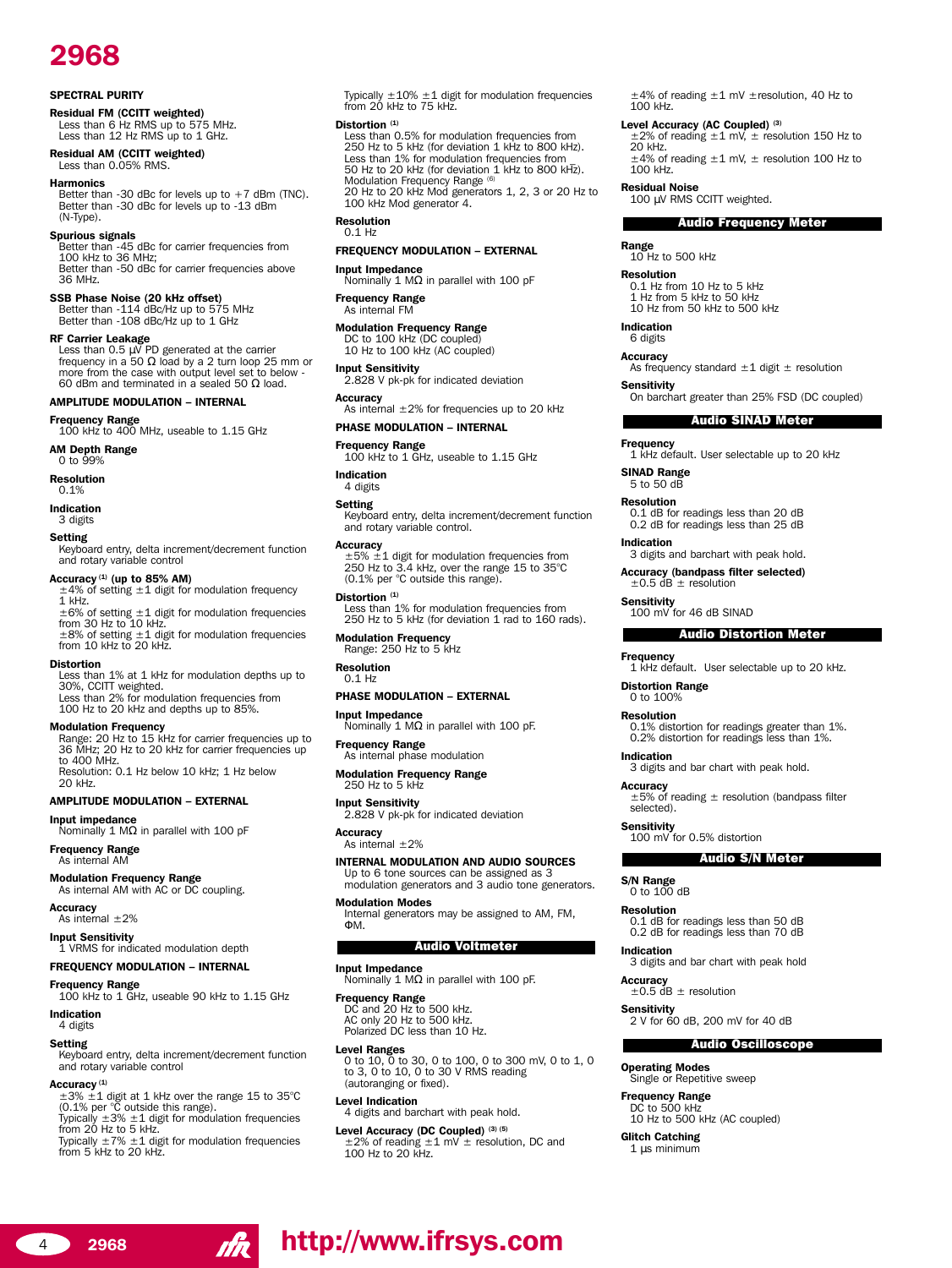# 2968

## SPECTRAL PURITY

**Residual FM (CCITT weighted)**
Less than 6 Hz RMS up to 575 MHz.
Less than 12 Hz RMS up to 1 GHz.

**Residual AM (CCITT weighted)**
Less than 0.05% RMS.

**Harmonics**
Better than -30 dBc for levels up to +7 dBm (TNC).
Better than -30 dBc for levels up to -13 dBm (N-Type).

**Spurious signals**
Better than -45 dBc for carrier frequencies from 100 kHz to 36 MHz;
Better than -50 dBc for carrier frequencies above 36 MHz.

**SSB Phase Noise (20 kHz offset)**
Better than -114 dBc/Hz up to 575 MHz
Better than -108 dBc/Hz up to 1 GHz

**RF Carrier Leakage**
Less than 0.5 µV PD generated at the carrier frequency in a 50 Ω load by a 2 turn loop 25 mm or more from the case with output level set to below -60 dBm and terminated in a sealed 50 Ω load.

## AMPLITUDE MODULATION – INTERNAL

**Frequency Range**
100 kHz to 400 MHz, useable to 1.15 GHz

**AM Depth Range**
0 to 99%

**Resolution**
0.1%

**Indication**
3 digits

**Setting**
Keyboard entry, delta increment/decrement function and rotary variable control

**Accuracy [1] (up to 85% AM)**
±4% of setting ±1 digit for modulation frequency 1 kHz.
±6% of setting ±1 digit for modulation frequencies from 30 Hz to 10 kHz.
±8% of setting ±1 digit for modulation frequencies from 10 kHz to 20 kHz.

**Distortion**
Less than 1% at 1 kHz for modulation depths up to 30%, CCITT weighted.
Less than 2% for modulation frequencies from 100 Hz to 20 kHz and depths up to 85%.

**Modulation Frequency**
Range: 20 Hz to 15 kHz for carrier frequencies up to 36 MHz; 20 Hz to 20 kHz for carrier frequencies up to 400 MHz.
Resolution: 0.1 Hz below 10 kHz; 1 Hz below 20 kHz.

## AMPLITUDE MODULATION – EXTERNAL

**Input impedance**
Nominally 1 MΩ in parallel with 100 pF

**Frequency Range**
As internal AM

**Modulation Frequency Range**
As internal AM with AC or DC coupling.

**Accuracy**
As internal ±2%

**Input Sensitivity**
1 VRMS for indicated modulation depth

## FREQUENCY MODULATION – INTERNAL

**Frequency Range**
100 kHz to 1 GHz, useable 90 kHz to 1.15 GHz

**Indication**
4 digits

**Setting**
Keyboard entry, delta increment/decrement function and rotary variable control

**Accuracy [1]**
±3% ±1 digit at 1 kHz over the range 15 to 35°C (0.1% per °C outside this range).
Typically ±3% ±1 digit for modulation frequencies from 20 Hz to 5 kHz.
Typically ±7% ±1 digit for modulation frequencies from 5 kHz to 20 kHz.
Typically ±10% ±1 digit for modulation frequencies from 20 kHz to 75 kHz.

**Distortion [1]**
Less than 0.5% for modulation frequencies from 250 Hz to 5 kHz (for deviation 1 kHz to 800 kHz).
Less than 1% for modulation frequencies from 50 Hz to 20 kHz (for deviation 1 kHz to 800 kHz).
Modulation Frequency Range [6]
20 Hz to 20 kHz Mod generators 1, 2, 3 or 20 Hz to 100 kHz Mod generator 4.

**Resolution**
0.1 Hz

## FREQUENCY MODULATION – EXTERNAL

**Input Impedance**
Nominally 1 MΩ in parallel with 100 pF

**Frequency Range**
As internal FM

**Modulation Frequency Range**
DC to 100 kHz (DC coupled)
10 Hz to 100 kHz (AC coupled)

**Input Sensitivity**
2.828 V pk-pk for indicated deviation

**Accuracy**
As internal ±2% for frequencies up to 20 kHz

## PHASE MODULATION – INTERNAL

**Frequency Range**
100 kHz to 1 GHz, useable to 1.15 GHz

**Indication**
4 digits

**Setting**
Keyboard entry, delta increment/decrement function and rotary variable control.

**Accuracy**
±5% ±1 digit for modulation frequencies from 250 Hz to 3.4 kHz, over the range 15 to 35°C (0.1% per °C outside this range).

**Distortion [1]**
Less than 1% for modulation frequencies from 250 Hz to 5 kHz (for deviation 1 rad to 160 rads).

**Modulation Frequency**
Range: 250 Hz to 5 kHz

**Resolution**
0.1 Hz

## PHASE MODULATION – EXTERNAL

**Input Impedance**
Nominally 1 MΩ in parallel with 100 pF.

**Frequency Range**
As internal phase modulation

**Modulation Frequency Range**
250 Hz to 5 kHz

**Input Sensitivity**
2.828 V pk-pk for indicated deviation

**Accuracy**
As internal ±2%

## INTERNAL MODULATION AND AUDIO SOURCES

Up to 6 tone sources can be assigned as 3 modulation generators and 3 audio tone generators.

**Modulation Modes**
Internal generators may be assigned to AM, FM, ΦM.

## Audio Voltmeter

**Input Impedance**
Nominally 1 MΩ in parallel with 100 pF.

**Frequency Range**
DC and 20 Hz to 500 kHz.
AC only 20 Hz to 500 kHz.
Polarized DC less than 10 Hz.

**Level Ranges**
0 to 10, 0 to 30, 0 to 100, 0 to 300 mV, 0 to 1, 0 to 3, 0 to 10, 0 to 30 V RMS reading (autoranging or fixed).

**Level Indication**
4 digits and barchart with peak hold.

**Level Accuracy (DC Coupled) [3] [5]**
±2% of reading ±1 mV ± resolution, DC and 100 Hz to 20 kHz.
±4% of reading ±1 mV ±resolution, 40 Hz to 100 kHz.

**Level Accuracy (AC Coupled) [3]**
±2% of reading ±1 mV, ± resolution 150 Hz to 20 kHz.
±4% of reading ±1 mV, ± resolution 100 Hz to 100 kHz.

**Residual Noise**
100 µV RMS CCITT weighted.

## Audio Frequency Meter

**Range**
10 Hz to 500 kHz

**Resolution**
0.1 Hz from 10 Hz to 5 kHz
1 Hz from 5 kHz to 50 kHz
10 Hz from 50 kHz to 500 kHz

**Indication**
6 digits

**Accuracy**
As frequency standard ±1 digit ± resolution

**Sensitivity**
On barchart greater than 25% FSD (DC coupled)

## Audio SINAD Meter

**Frequency**
1 kHz default. User selectable up to 20 kHz

**SINAD Range**
5 to 50 dB

**Resolution**
0.1 dB for readings less than 20 dB
0.2 dB for readings less than 25 dB

**Indication**
3 digits and barchart with peak hold.

**Accuracy (bandpass filter selected)**
±0.5 dB ± resolution

**Sensitivity**
100 mV for 46 dB SINAD

## Audio Distortion Meter

**Frequency**
1 kHz default. User selectable up to 20 kHz.

**Distortion Range**
0 to 100%

**Resolution**
0.1% distortion for readings greater than 1%.
0.2% distortion for readings less than 1%.

**Indication**
3 digits and bar chart with peak hold.

**Accuracy**
±5% of reading ± resolution (bandpass filter selected).

**Sensitivity**
100 mV for 0.5% distortion

## Audio S/N Meter

**S/N Range**
0 to 100 dB

**Resolution**
0.1 dB for readings less than 50 dB
0.2 dB for readings less than 70 dB

**Indication**
3 digits and bar chart with peak hold

**Accuracy**
±0.5 dB ± resolution

**Sensitivity**
2 V for 60 dB, 200 mV for 40 dB

## Audio Oscilloscope

**Operating Modes**
Single or Repetitive sweep

**Frequency Range**
DC to 500 kHz
10 Hz to 500 kHz (AC coupled)

**Glitch Catching**
1 µs minimum

http://www.ifrsys.com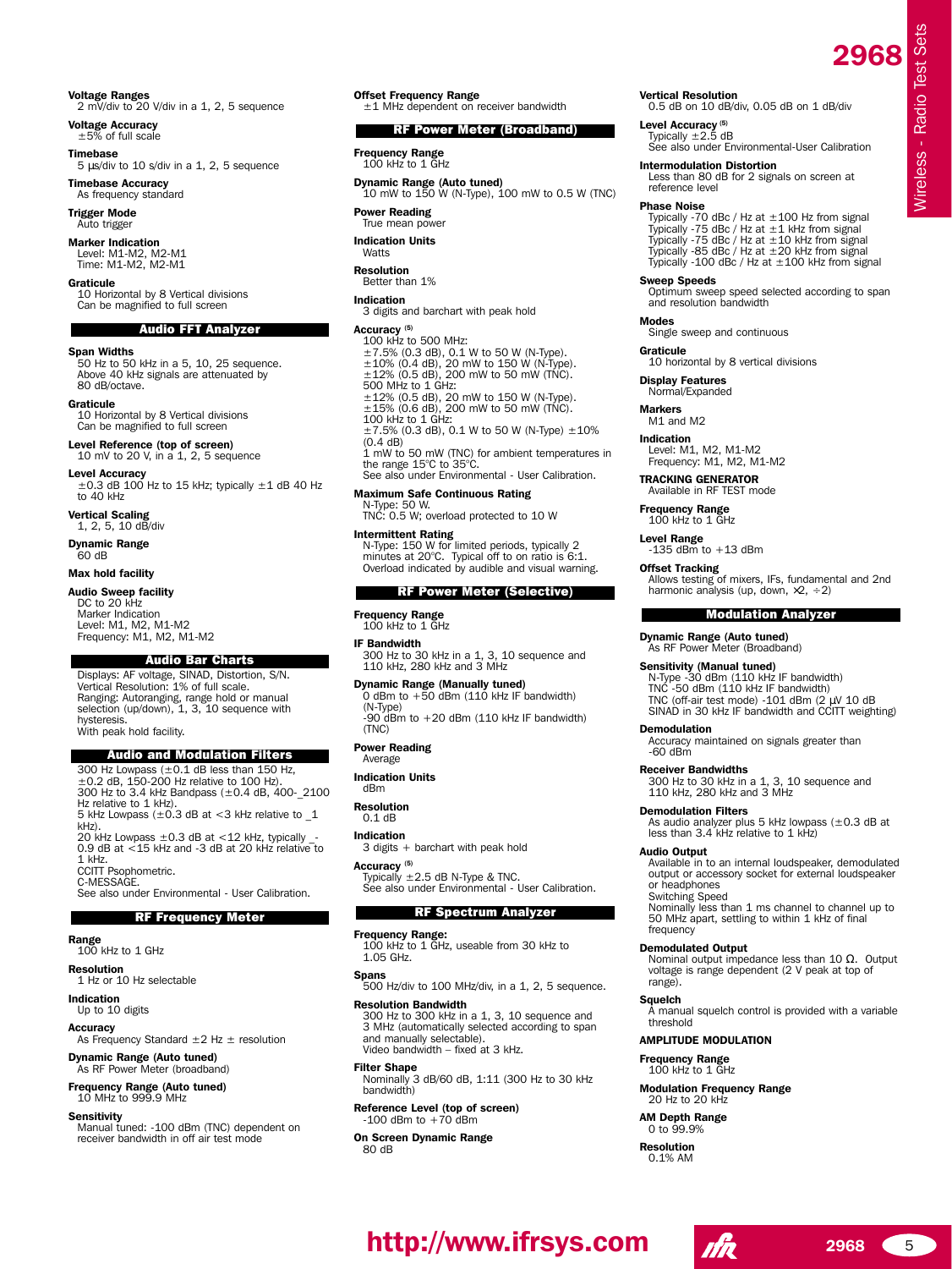**Voltage Ranges**
2 mV/div to 20 V/div in a 1, 2, 5 sequence

**Voltage Accuracy**
±5% of full scale

**Timebase**
5 µs/div to 10 s/div in a 1, 2, 5 sequence

**Timebase Accuracy**
As frequency standard

**Trigger Mode**
Auto trigger

**Marker Indication**
Level: M1-M2, M2-M1
Time: M1-M2, M2-M1

**Graticule**
10 Horizontal by 8 Vertical divisions
Can be magnified to full screen

## Audio FFT Analyzer

**Span Widths**
50 Hz to 50 kHz in a 5, 10, 25 sequence.
Above 40 kHz signals are attenuated by 80 dB/octave.

**Graticule**
10 Horizontal by 8 Vertical divisions
Can be magnified to full screen

**Level Reference (top of screen)**
10 mV to 20 V, in a 1, 2, 5 sequence

**Level Accuracy**
±0.3 dB 100 Hz to 15 kHz; typically ±1 dB 40 Hz to 40 kHz

**Vertical Scaling**
1, 2, 5, 10 dB/div

**Dynamic Range**
60 dB

**Max hold facility**

**Audio Sweep facility**
DC to 20 kHz
Marker Indication
Level: M1, M2, M1-M2
Frequency: M1, M2, M1-M2

## Audio Bar Charts

Displays: AF voltage, SINAD, Distortion, S/N.
Vertical Resolution: 1% of full scale.
Ranging: Autoranging, range hold or manual selection (up/down), 1, 3, 10 sequence with hysteresis.
With peak hold facility.

## Audio and Modulation Filters

300 Hz Lowpass (±0.1 dB less than 150 Hz, ±0.2 dB, 150-200 Hz relative to 100 Hz).
300 Hz to 3.4 kHz Bandpass (±0.4 dB, 400-_2100 Hz relative to 1 kHz).
5 kHz Lowpass (±0.3 dB at <3 kHz relative to _1 kHz).
20 kHz Lowpass ±0.3 dB at <12 kHz, typically _-0.9 dB at <15 kHz and -3 dB at 20 kHz relative to 1 kHz.
CCITT Psophometric.
C-MESSAGE.
See also under Environmental - User Calibration.

## RF Frequency Meter

**Range**
100 kHz to 1 GHz

**Resolution**
1 Hz or 10 Hz selectable

**Indication**
Up to 10 digits

**Accuracy**
As Frequency Standard ±2 Hz ± resolution

**Dynamic Range (Auto tuned)**
As RF Power Meter (broadband)

**Frequency Range (Auto tuned)**
10 MHz to 999.9 MHz

**Sensitivity**
Manual tuned: -100 dBm (TNC) dependent on receiver bandwidth in off air test mode

**Offset Frequency Range**
±1 MHz dependent on receiver bandwidth

## RF Power Meter (Broadband)

**Frequency Range**
100 kHz to 1 GHz

**Dynamic Range (Auto tuned)**
10 mW to 150 W (N-Type), 100 mW to 0.5 W (TNC)

**Power Reading**
True mean power

**Indication Units**
Watts

**Resolution**
Better than 1%

**Indication**
3 digits and barchart with peak hold

**Accuracy [5]**
100 kHz to 500 MHz:
±7.5% (0.3 dB), 0.1 W to 50 W (N-Type).
±10% (0.4 dB), 20 mW to 150 W (N-Type).
±12% (0.5 dB), 200 mW to 50 mW (TNC).
500 MHz to 1 GHz:
±12% (0.5 dB), 20 mW to 150 W (N-Type).
±15% (0.6 dB), 200 mW to 50 mW (TNC).
100 kHz to 1 GHz:
±7.5% (0.3 dB), 0.1 W to 50 W (N-Type) ±10% (0.4 dB)
1 mW to 50 mW (TNC) for ambient temperatures in the range 15°C to 35°C.
See also under Environmental - User Calibration.

**Maximum Safe Continuous Rating**
N-Type: 50 W.
TNC: 0.5 W; overload protected to 10 W

**Intermittent Rating**
N-Type: 150 W for limited periods, typically 2 minutes at 20°C. Typical off to on ratio is 6:1.
Overload indicated by audible and visual warning.

## RF Power Meter (Selective)

**Frequency Range**
100 kHz to 1 GHz

**IF Bandwidth**
300 Hz to 30 kHz in a 1, 3, 10 sequence and 110 kHz, 280 kHz and 3 MHz

**Dynamic Range (Manually tuned)**
0 dBm to +50 dBm (110 kHz IF bandwidth) (N-Type)
-90 dBm to +20 dBm (110 kHz IF bandwidth) (TNC)

**Power Reading**
Average

**Indication Units**
dBm

**Resolution**
0.1 dB

**Indication**
3 digits + barchart with peak hold

**Accuracy [5]**
Typically ±2.5 dB N-Type & TNC.
See also under Environmental - User Calibration.

## RF Spectrum Analyzer

**Frequency Range:**
100 kHz to 1 GHz, useable from 30 kHz to 1.05 GHz.

**Spans**
500 Hz/div to 100 MHz/div, in a 1, 2, 5 sequence.

**Resolution Bandwidth**
300 Hz to 300 kHz in a 1, 3, 10 sequence and 3 MHz (automatically selected according to span and manually selectable).
Video bandwidth – fixed at 3 kHz.

**Filter Shape**
Nominally 3 dB/60 dB, 1:11 (300 Hz to 30 kHz bandwidth)

**Reference Level (top of screen)**
-100 dBm to +70 dBm

**On Screen Dynamic Range**
80 dB

**Vertical Resolution**
0.5 dB on 10 dB/div, 0.05 dB on 1 dB/div

**Level Accuracy [5]**
Typically ±2.5 dB
See also under Environmental-User Calibration

**Intermodulation Distortion**
Less than 80 dB for 2 signals on screen at reference level

**Phase Noise**
Typically -70 dBc / Hz at ±100 Hz from signal
Typically -75 dBc / Hz at ±1 kHz from signal
Typically -75 dBc / Hz at ±10 kHz from signal
Typically -85 dBc / Hz at ±20 kHz from signal
Typically -100 dBc / Hz at ±100 kHz from signal

**Sweep Speeds**
Optimum sweep speed selected according to span and resolution bandwidth

**Modes**
Single sweep and continuous

**Graticule**
10 horizontal by 8 vertical divisions

**Display Features**
Normal/Expanded

**Markers**
M1 and M2

**Indication**
Level: M1, M2, M1-M2
Frequency: M1, M2, M1-M2

**TRACKING GENERATOR**
Available in RF TEST mode

**Frequency Range**
100 kHz to 1 GHz

**Level Range**
-135 dBm to +13 dBm

**Offset Tracking**
Allows testing of mixers, IFs, fundamental and 2nd harmonic analysis (up, down, ×2, ÷2)

## Modulation Analyzer

**Dynamic Range (Auto tuned)**
As RF Power Meter (Broadband)

**Sensitivity (Manual tuned)**
N-Type -30 dBm (110 kHz IF bandwidth)
TNC -50 dBm (110 kHz IF bandwidth)
TNC (off-air test mode) -101 dBm (2 µV 10 dB SINAD in 30 kHz IF bandwidth and CCITT weighting)

**Demodulation**
Accuracy maintained on signals greater than -60 dBm

**Receiver Bandwidths**
300 Hz to 30 kHz in a 1, 3, 10 sequence and 110 kHz, 280 kHz and 3 MHz

**Demodulation Filters**
As audio analyzer plus 5 kHz lowpass (±0.3 dB at less than 3.4 kHz relative to 1 kHz)

**Audio Output**
Available in to an internal loudspeaker, demodulated output or accessory socket for external loudspeaker or headphones
Switching Speed
Nominally less than 1 ms channel to channel up to 50 MHz apart, settling to within 1 kHz of final frequency

**Demodulated Output**
Nominal output impedance less than 10 Ω. Output voltage is range dependent (2 V peak at top of range).

**Squelch**
A manual squelch control is provided with a variable threshold

**AMPLITUDE MODULATION**

**Frequency Range**
100 kHz to 1 GHz

**Modulation Frequency Range**
20 Hz to 20 kHz

**AM Depth Range**
0 to 99.9%

**Resolution**
0.1% AM

http://www.ifrsys.com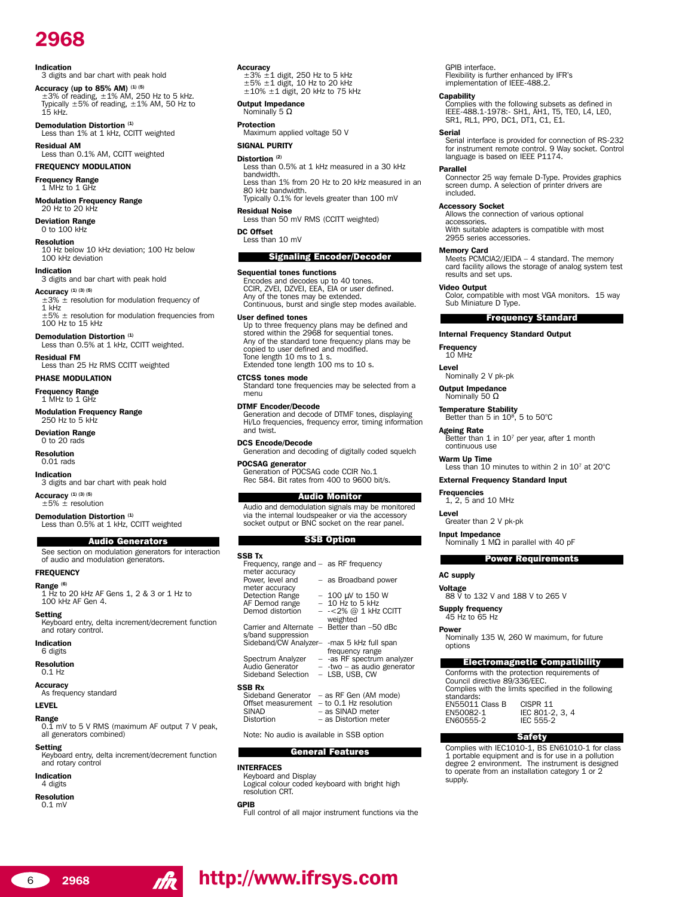# 2968

**Indication**
3 digits and bar chart with peak hold

**Accuracy (up to 85% AM)** (1) (5)
±3% of reading, ±1% AM, 250 Hz to 5 kHz. Typically ±5% of reading, ±1% AM, 50 Hz to 15 kHz.

**Demodulation Distortion** (1)
Less than 1% at 1 kHz, CCITT weighted

**Residual AM**
Less than 0.1% AM, CCITT weighted

**FREQUENCY MODULATION**

**Frequency Range**
1 MHz to 1 GHz

**Modulation Frequency Range**
20 Hz to 20 kHz

**Deviation Range**
0 to 100 kHz

**Resolution**
10 Hz below 10 kHz deviation; 100 Hz below 100 kHz deviation

**Indication**
3 digits and bar chart with peak hold

**Accuracy** (1) (3) (5)
±3% ± resolution for modulation frequency of 1 kHz
±5% ± resolution for modulation frequencies from 100 Hz to 15 kHz

**Demodulation Distortion** (1)
Less than 0.5% at 1 kHz, CCITT weighted.

**Residual FM**
Less than 25 Hz RMS CCITT weighted

**PHASE MODULATION**

**Frequency Range**
1 MHz to 1 GHz

**Modulation Frequency Range**
250 Hz to 5 kHz

**Deviation Range**
0 to 20 rads

**Resolution**
0.01 rads

**Indication**
3 digits and bar chart with peak hold

**Accuracy** (1) (3) (5)
±5% ± resolution

**Demodulation Distortion** (1)
Less than 0.5% at 1 kHz, CCITT weighted

## Audio Generators

See section on modulation generators for interaction of audio and modulation generators.

**FREQUENCY**

**Range** (6)
1 Hz to 20 kHz AF Gens 1, 2 & 3 or 1 Hz to 100 kHz AF Gen 4.

**Setting**
Keyboard entry, delta increment/decrement function and rotary control.

**Indication**
6 digits

**Resolution**
0.1 Hz

**Accuracy**
As frequency standard

**LEVEL**

**Range**
0.1 mV to 5 V RMS (maximum AF output 7 V peak, all generators combined)

**Setting**
Keyboard entry, delta increment/decrement function and rotary control

**Indication**
4 digits

**Resolution**
0.1 mV

**Accuracy**
±3% ±1 digit, 250 Hz to 5 kHz
±5% ±1 digit, 10 Hz to 20 kHz
±10% ±1 digit, 20 kHz to 75 kHz

**Output Impedance**
Nominally 5 Ω

**Protection**
Maximum applied voltage 50 V

**SIGNAL PURITY**

**Distortion** (2)
Less than 0.5% at 1 kHz measured in a 30 kHz bandwidth.
Less than 1% from 20 Hz to 20 kHz measured in an 80 kHz bandwidth.
Typically 0.1% for levels greater than 100 mV

**Residual Noise**
Less than 50 mV RMS (CCITT weighted)

**DC Offset**
Less than 10 mV

## Signaling Encoder/Decoder

**Sequential tones functions**
Encodes and decodes up to 40 tones.
CCIR, ZVEI, DZVEI, EEA, EIA or user defined.
Any of the tones may be extended.
Continuous, burst and single step modes available.

**User defined tones**
Up to three frequency plans may be defined and stored within the 2968 for sequential tones.
Any of the standard tone frequency plans may be copied to user defined and modified.
Tone length 10 ms to 1 s.
Extended tone length 100 ms to 10 s.

**CTCSS tones mode**
Standard tone frequencies may be selected from a menu

**DTMF Encoder/Decode**
Generation and decode of DTMF tones, displaying Hi/Lo frequencies, frequency error, timing information and twist.

**DCS Encode/Decode**
Generation and decoding of digitally coded squelch

**POCSAG generator**
Generation of POCSAG code CCIR No.1 Rec 584. Bit rates from 400 to 9600 bit/s.

## Audio Monitor

Audio and demodulation signals may be monitored via the internal loudspeaker or via the accessory socket output or BNC socket on the rear panel.

## SSB Option

**SSB Tx**

| | |
|---|---|
| Frequency, range and meter accuracy | – as RF frequency |
| Power, level and meter accuracy | – as Broadband power |
| Detection Range | – 100 µV to 150 W |
| AF Demod range | – 10 Hz to 5 kHz |
| Demod distortion | – -<2% @ 1 kHz CCITT weighted |
| Carrier and Alternate s/band suppression | – Better than –50 dBc |
| Sideband/CW Analyzer | – -max 5 kHz full span frequency range |
| Spectrum Analyzer | – -as RF spectrum analyzer |
| Audio Generator | – -two – as audio generator |
| Sideband Selection | – LSB, USB, CW |

**SSB Rx**

| | |
|---|---|
| Sideband Generator | – as RF Gen (AM mode) |
| Offset measurement | – to 0.1 Hz resolution |
| SINAD | – as SINAD meter |
| Distortion | – as Distortion meter |

Note: No audio is available in SSB option

## General Features

**INTERFACES**
Keyboard and Display
Logical colour coded keyboard with bright high resolution CRT.

**GPIB**
Full control of all major instrument functions via the GPIB interface.
Flexibility is further enhanced by IFR's implementation of IEEE-488.2.

**Capability**
Complies with the following subsets as defined in IEEE-488.1-1978:- SH1, AH1, T5, TE0, L4, LE0, SR1, RL1, PP0, DC1, DT1, C1, E1.

**Serial**
Serial interface is provided for connection of RS-232 for instrument remote control. 9 Way socket. Control language is based on IEEE P1174.

**Parallel**
Connector 25 way female D-Type. Provides graphics screen dump. A selection of printer drivers are included.

**Accessory Socket**
Allows the connection of various optional accessories.
With suitable adapters is compatible with most 2955 series accessories.

**Memory Card**
Meets PCMCIA2/JEIDA – 4 standard. The memory card facility allows the storage of analog system test results and set ups.

**Video Output**
Color, compatible with most VGA monitors. 15 way Sub Miniature D Type.

## Frequency Standard

**Internal Frequency Standard Output**

**Frequency**
10 MHz

**Level**
Nominally 2 V pk-pk

**Output Impedance**
Nominally 50 Ω

**Temperature Stability**
Better than 5 in $10^8$, 5 to 50°C

**Ageing Rate**
Better than 1 in $10^7$ per year, after 1 month continuous use

**Warm Up Time**
Less than 10 minutes to within 2 in $10^7$ at 20°C

**External Frequency Standard Input**

**Frequencies**
1, 2, 5 and 10 MHz

**Level**
Greater than 2 V pk-pk

**Input Impedance**
Nominally 1 MΩ in parallel with 40 pF

## Power Requirements

**AC supply**

**Voltage**
88 V to 132 V and 188 V to 265 V

**Supply frequency**
45 Hz to 65 Hz

**Power**
Nominally 135 W, 260 W maximum, for future options

## Electromagnetic Compatibility

Conforms with the protection requirements of Council directive 89/336/EEC.
Complies with the limits specified in the following standards:

| | |
|---|---|
| EN55011 Class B | CISPR 11 |
| EN50082-1 | IEC 801-2, 3, 4 |
| EN60555-2 | IEC 555-2 |

## Safety

Complies with IEC1010-1, BS EN61010-1 for class 1 portable equipment and is for use in a pollution degree 2 environment. The instrument is designed to operate from an installation category 1 or 2 supply.

http://www.ifrsys.com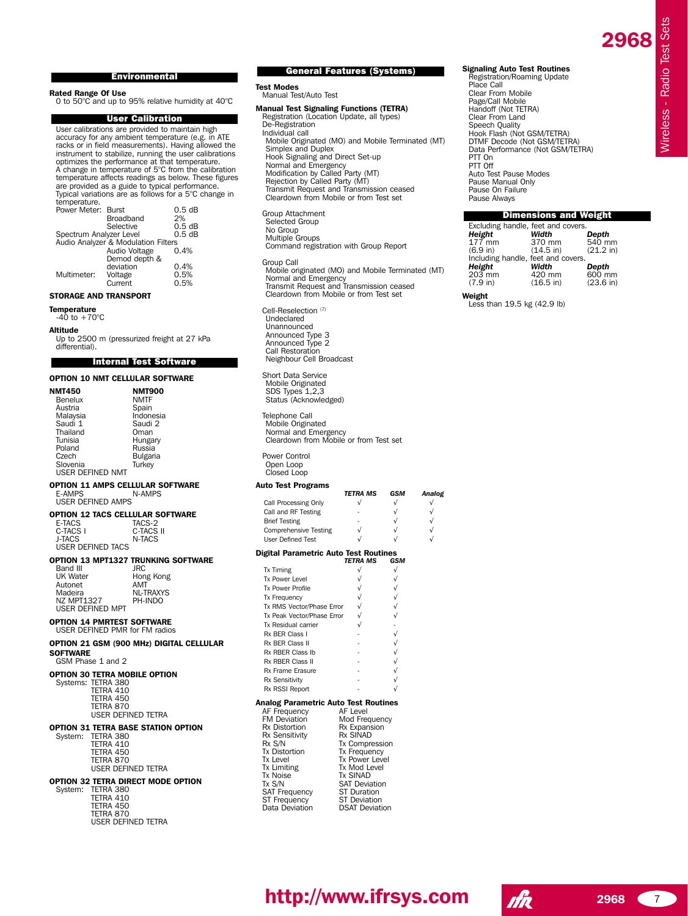## Environmental

**Rated Range Of Use**
0 to 50°C and up to 95% relative humidity at 40°C

## User Calibration

User calibrations are provided to maintain high accuracy for any ambient temperature (e.g. in ATE racks or in field measurements). Having allowed the instrument to stabilize, running the user calibrations optimizes the performance at that temperature.
A change in temperature of 5°C from the calibration temperature affects readings as below. These figures are provided as a guide to typical performance.
Typical variations are as follows for a 5°C change in temperature.

| | | |
|---|---|---|
| Power Meter: | Burst | 0.5 dB |
| | Broadband | 2% |
| | Selective | 0.5 dB |
| Spectrum Analyzer Level | | 0.5 dB |
| Audio Analyzer & Modulation Filters | | |
| | Audio Voltage | 0.4% |
| | Demod depth & deviation | 0.4% |
| Multimeter: | Voltage | 0.5% |
| | Current | 0.5% |

**STORAGE AND TRANSPORT**

**Temperature**
-40 to +70°C

**Altitude**
Up to 2500 m (pressurized freight at 27 kPa differential).

## Internal Test Software

**OPTION 10 NMT CELLULAR SOFTWARE**

| **NMT450** | **NMT900** |
|---|---|
| Benelux | NMTF |
| Austria | Spain |
| Malaysia | Indonesia |
| Saudi 1 | Saudi 2 |
| Thailand | Oman |
| Tunisia | Hungary |
| Poland | Russia |
| Czech | Bulgaria |
| Slovenia | Turkey |
| USER DEFINED NMT | |

**OPTION 11 AMPS CELLULAR SOFTWARE**
E-AMPS N-AMPS
USER DEFINED AMPS

**OPTION 12 TACS CELLULAR SOFTWARE**
E-TACS TACS-2
C-TACS I C-TACS II
J-TACS N-TACS
USER DEFINED TACS

**OPTION 13 MPT1327 TRUNKING SOFTWARE**
Band III JRC
UK Water Hong Kong
Autonet AMT
Madeira NL-TRAXYS
NZ MPT1327 PH-INDO
USER DEFINED MPT

**OPTION 14 PMRTEST SOFTWARE**
USER DEFINED PMR for FM radios

**OPTION 21 GSM (900 MHz) DIGITAL CELLULAR SOFTWARE**
GSM Phase 1 and 2

**OPTION 30 TETRA MOBILE OPTION**
Systems: TETRA 380
TETRA 410
TETRA 450
TETRA 870
USER DEFINED TETRA

**OPTION 31 TETRA BASE STATION OPTION**
System: TETRA 380
TETRA 410
TETRA 450
TETRA 870
USER DEFINED TETRA

**OPTION 32 TETRA DIRECT MODE OPTION**
System: TETRA 380
TETRA 410
TETRA 450
TETRA 870
USER DEFINED TETRA

## General Features (Systems)

**Test Modes**
Manual Test/Auto Test

**Manual Test Signaling Functions (TETRA)**
Registration (Location Update, all types)
De-Registration
Individual call
- Mobile Originated (MO) and Mobile Terminated (MT)
- Simplex and Duplex
- Hook Signaling and Direct Set-up
- Normal and Emergency
- Modification by Called Party (MT)
- Rejection by Called Party (MT)
- Transmit Request and Transmission ceased
- Cleardown from Mobile or from Test set

Group Attachment
- Selected Group
- No Group
- Multiple Groups
- Command registration with Group Report

Group Call
- Mobile originated (MO) and Mobile Terminated (MT)
- Normal and Emergency
- Transmit Request and Transmission ceased
- Cleardown from Mobile or from Test set

Cell-Reselection (7)
- Undeclared
- Unannounced
- Announced Type 3
- Announced Type 2
- Call Restoration
- Neighbour Cell Broadcast

Short Data Service
- Mobile Originated
- SDS Types 1,2,3
- Status (Acknowledged)

Telephone Call
- Mobile Originated
- Normal and Emergency
- Cleardown from Mobile or from Test set

Power Control
- Open Loop
- Closed Loop

**Auto Test Programs**

| | TETRA MS | GSM | Analog |
|---|---|---|---|
| Call Processing Only | √ | √ | √ |
| Call and RF Testing | - | √ | √ |
| Brief Testing | - | √ | √ |
| Comprehensive Testing | √ | √ | √ |
| User Defined Test | √ | √ | √ |

**Digital Parametric Auto Test Routines**

| | TETRA MS | GSM |
|---|---|---|
| Tx Timing | √ | √ |
| Tx Power Level | √ | √ |
| Tx Power Profile | √ | √ |
| Tx Frequency | √ | √ |
| Tx RMS Vector/Phase Error | √ | √ |
| Tx Peak Vector/Phase Error | √ | √ |
| Tx Residual carrier | √ | - |
| Rx BER Class I | - | √ |
| Rx BER Class II | - | √ |
| Rx RBER Class Ib | - | √ |
| Rx RBER Class II | - | √ |
| Rx Frame Erasure | - | √ |
| Rx Sensitivity | - | √ |
| Rx RSSI Report | - | √ |

**Analog Parametric Auto Test Routines**

| | |
|---|---|
| AF Frequency | AF Level |
| FM Deviation | Mod Frequency |
| Rx Distortion | Rx Expansion |
| Rx Sensitivity | Rx SINAD |
| Rx S/N | Tx Compression |
| Tx Distortion | Tx Frequency |
| Tx Level | Tx Power Level |
| Tx Limiting | Tx Mod Level |
| Tx Noise | Tx SINAD |
| Tx S/N | SAT Deviation |
| SAT Frequency | ST Duration |
| ST Frequency | ST Deviation |
| Data Deviation | DSAT Deviation |

**Signaling Auto Test Routines**
- Registration/Roaming Update
- Place Call
- Clear From Mobile
- Page/Call Mobile
- Handoff (Not TETRA)
- Clear From Land
- Speech Quality
- Hook Flash (Not GSM/TETRA)
- DTMF Decode (Not GSM/TETRA)
- Data Performance (Not GSM/TETRA)
- PTT On
- PTT Off
- Auto Test Pause Modes
- Pause Manual Only
- Pause On Failure
- Pause Always

## Dimensions and Weight

Excluding handle, feet and covers.

| ***Height*** | ***Width*** | ***Depth*** |
|---|---|---|
| 177 mm | 370 mm | 540 mm |
| (6.9 in) | (14.5 in) | (21.2 in) |

Including handle, feet and covers.

| ***Height*** | ***Width*** | ***Depth*** |
|---|---|---|
| 203 mm | 420 mm | 600 mm |
| (7.9 in) | (16.5 in) | (23.6 in) |

**Weight**
Less than 19.5 kg (42.9 lb)

http://www.ifrsys.com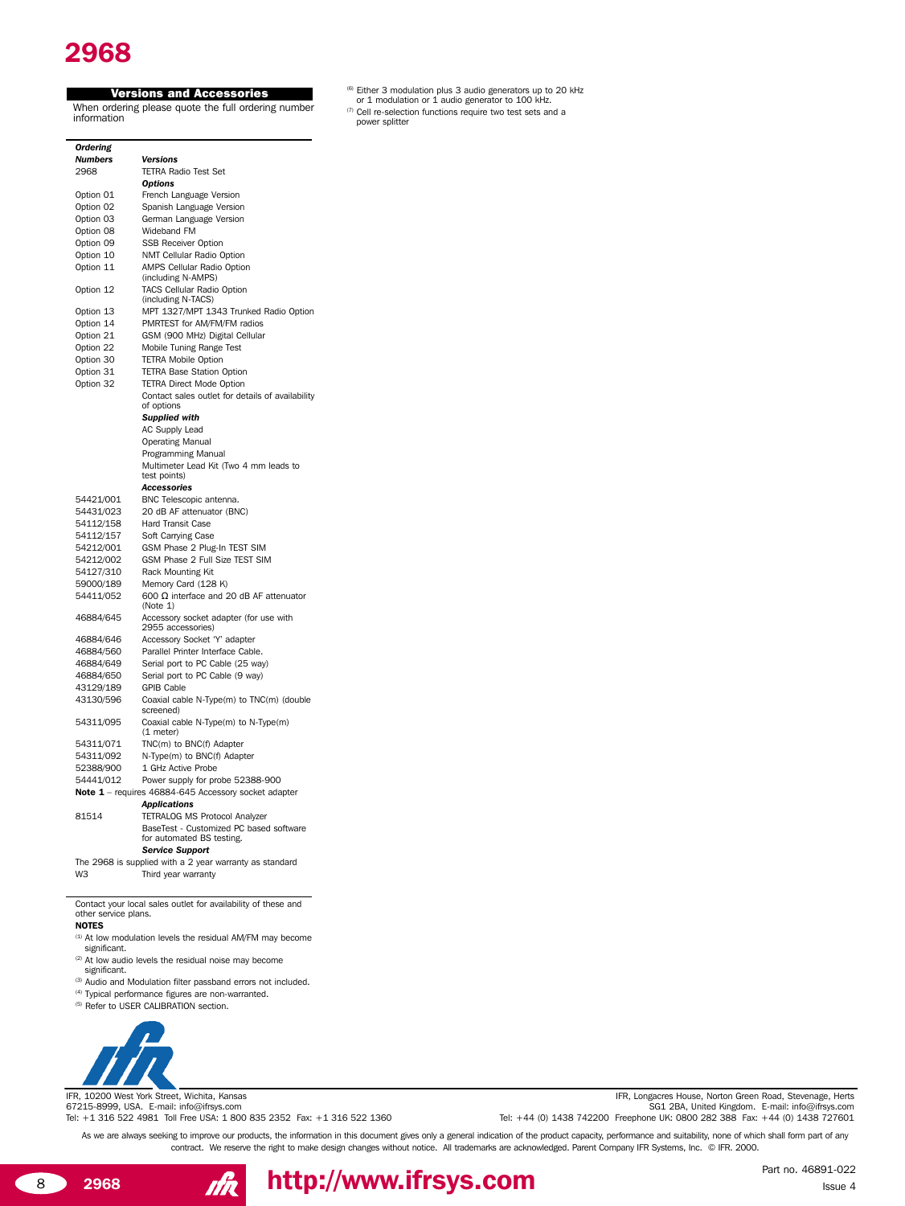## Versions and Accessories

When ordering please quote the full ordering number information

| Ordering Numbers | Versions |
|---|---|
| 2968 | TETRA Radio Test Set |
| | ***Options*** |
| Option 01 | French Language Version |
| Option 02 | Spanish Language Version |
| Option 03 | German Language Version |
| Option 08 | Wideband FM |
| Option 09 | SSB Receiver Option |
| Option 10 | NMT Cellular Radio Option |
| Option 11 | AMPS Cellular Radio Option (including N-AMPS) |
| Option 12 | TACS Cellular Radio Option (including N-TACS) |
| Option 13 | MPT 1327/MPT 1343 Trunked Radio Option |
| Option 14 | PMRTEST for AM/FM/FM radios |
| Option 21 | GSM (900 MHz) Digital Cellular |
| Option 22 | Mobile Tuning Range Test |
| Option 30 | TETRA Mobile Option |
| Option 31 | TETRA Base Station Option |
| Option 32 | TETRA Direct Mode Option |
| | Contact sales outlet for details of availability of options |
| | ***Supplied with*** |
| | AC Supply Lead |
| | Operating Manual |
| | Programming Manual |
| | Multimeter Lead Kit (Two 4 mm leads to test points) |
| | ***Accessories*** |
| 54421/001 | BNC Telescopic antenna. |
| 54431/023 | 20 dB AF attenuator (BNC) |
| 54112/158 | Hard Transit Case |
| 54112/157 | Soft Carrying Case |
| 54212/001 | GSM Phase 2 Plug-In TEST SIM |
| 54212/002 | GSM Phase 2 Full Size TEST SIM |
| 54127/310 | Rack Mounting Kit |
| 59000/189 | Memory Card (128 K) |
| 54411/052 | 600 Ω interface and 20 dB AF attenuator (Note 1) |
| 46884/645 | Accessory socket adapter (for use with 2955 accessories) |
| 46884/646 | Accessory Socket 'Y' adapter |
| 46884/560 | Parallel Printer Interface Cable. |
| 46884/649 | Serial port to PC Cable (25 way) |
| 46884/650 | Serial port to PC Cable (9 way) |
| 43129/189 | GPIB Cable |
| 43130/596 | Coaxial cable N-Type(m) to TNC(m) (double screened) |
| 54311/095 | Coaxial cable N-Type(m) to N-Type(m) (1 meter) |
| 54311/071 | TNC(m) to BNC(f) Adapter |
| 54311/092 | N-Type(m) to BNC(f) Adapter |
| 52388/900 | 1 GHz Active Probe |
| 54441/012 | Power supply for probe 52388-900 |
| **Note 1** – requires 46884-645 Accessory socket adapter | |
| | ***Applications*** |
| 81514 | TETRALOG MS Protocol Analyzer |
| | BaseTest - Customized PC based software for automated BS testing. |
| | ***Service Support*** |
| The 2968 is supplied with a 2 year warranty as standard | |
| W3 | Third year warranty |

Contact your local sales outlet for availability of these and other service plans.

**NOTES**

(1) At low modulation levels the residual AM/FM may become significant.

(2) At low audio levels the residual noise may become significant.

(3) Audio and Modulation filter passband errors not included.

(4) Typical performance figures are non-warranted.

(5) Refer to USER CALIBRATION section.

(6) Either 3 modulation plus 3 audio generators up to 20 kHz or 1 modulation or 1 audio generator to 100 kHz.

(7) Cell re-selection functions require two test sets and a power splitter

IFR, 10200 West York Street, Wichita, Kansas 67215-8999, USA. E-mail: info@ifrsys.com
Tel: +1 316 522 4981 Toll Free USA: 1 800 835 2352 Fax: +1 316 522 1360

IFR, Longacres House, Norton Green Road, Stevenage, Herts SG1 2BA, United Kingdom. E-mail: info@ifrsys.com
Tel: +44 (0) 1438 742200 Freephone UK: 0800 282 388 Fax: +44 (0) 1438 727601

As we are always seeking to improve our products, the information in this document gives only a general indication of the product capacity, performance and suitability, none of which shall form part of any contract. We reserve the right to make design changes without notice. All trademarks are acknowledged. Parent Company IFR Systems, Inc. © IFR. 2000.

http://www.ifrsys.com

Part no. 46891-022
Issue 4